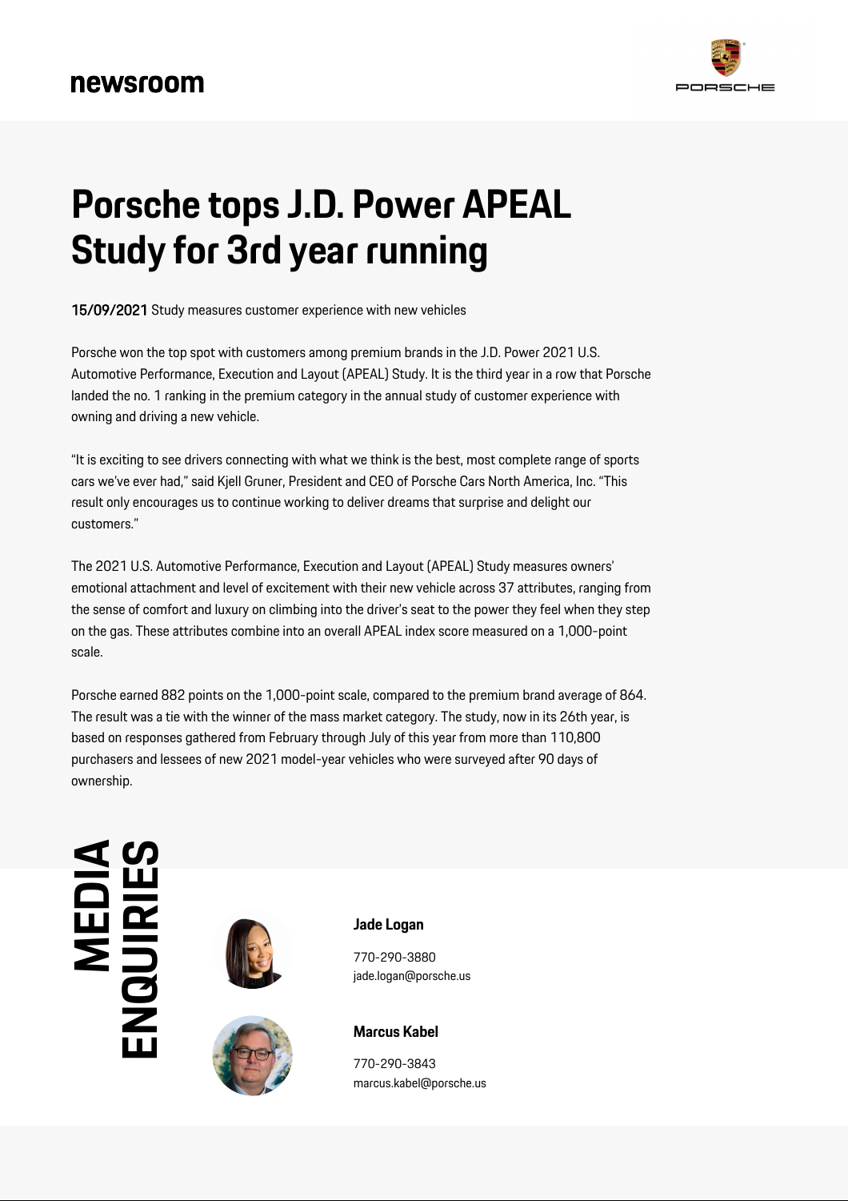newsroom

# Porsche tops J.D. Power APEAL Study for 3rd year running

**15/09/2021** Study measures customer experience with new vehicles

Porsche won the top spot with customers among premium brands in the J.D. Power 2021 U.S. Automotive Performance, Execution and Layout (APEAL) Study. It is the third year in a row that Porsche landed the no. 1 ranking in the premium category in the annual study of customer experience with owning and driving a new vehicle.

"It is exciting to see drivers connecting with what we think is the best, most complete range of sports cars we've ever had," said Kjell Gruner, President and CEO of Porsche Cars North America, Inc. "This result only encourages us to continue working to deliver dreams that surprise and delight our customers."

The 2021 U.S. Automotive Performance, Execution and Layout (APEAL) Study measures owners' emotional attachment and level of excitement with their new vehicle across 37 attributes, ranging from the sense of comfort and luxury on climbing into the driver's seat to the power they feel when they step on the gas. These attributes combine into an overall APEAL index score measured on a 1,000-point scale.

Porsche earned 882 points on the 1,000-point scale, compared to the premium brand average of 864. The result was a tie with the winner of the mass market category. The study, now in its 26th year, is based on responses gathered from February through July of this year from more than 110,800 purchasers and lessees of new 2021 model-year vehicles who were surveyed after 90 days of ownership.

## MEDIA ENQUIRIES

**Jade Logan**

770-290-3880
jade.logan@porsche.us

**Marcus Kabel**

770-290-3843
marcus.kabel@porsche.us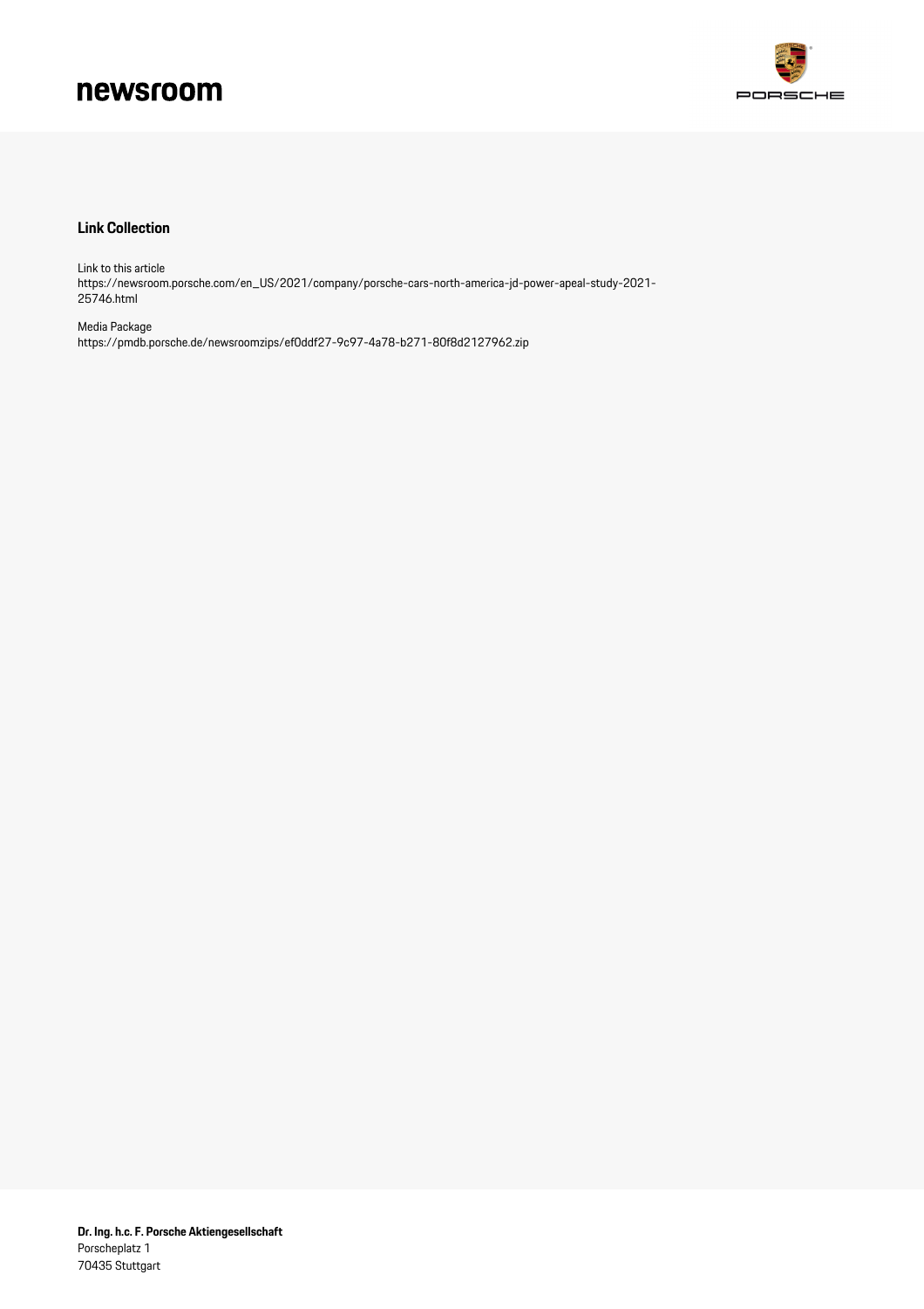## Link Collection

Link to this article
https://newsroom.porsche.com/en_US/2021/company/porsche-cars-north-america-jd-power-apeal-study-2021-25746.html

Media Package
https://pmdb.porsche.de/newsroomzips/ef0ddf27-9c97-4a78-b271-80f8d2127962.zip

**Dr. Ing. h.c. F. Porsche Aktiengesellschaft**
Porscheplatz 1
70435 Stuttgart